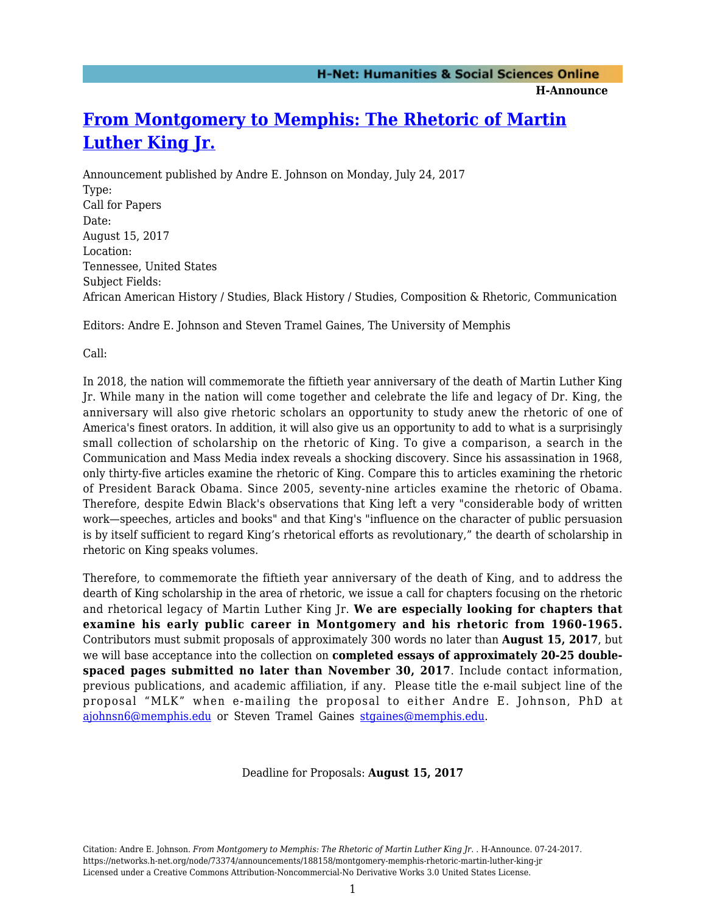# [From Montgomery to Memphis: The Rhetoric of Martin Luther King Jr.](https://networks.h-net.org/node/73374/announcements/188158/montgomery-memphis-rhetoric-martin-luther-king-jr)

Announcement published by Andre E. Johnson on Monday, July 24, 2017

Type:
Call for Papers

Date:
August 15, 2017

Location:
Tennessee, United States

Subject Fields:
African American History / Studies, Black History / Studies, Composition & Rhetoric, Communication

Editors: Andre E. Johnson and Steven Tramel Gaines, The University of Memphis

Call:

In 2018, the nation will commemorate the fiftieth year anniversary of the death of Martin Luther King Jr. While many in the nation will come together and celebrate the life and legacy of Dr. King, the anniversary will also give rhetoric scholars an opportunity to study anew the rhetoric of one of America's finest orators. In addition, it will also give us an opportunity to add to what is a surprisingly small collection of scholarship on the rhetoric of King. To give a comparison, a search in the Communication and Mass Media index reveals a shocking discovery. Since his assassination in 1968, only thirty-five articles examine the rhetoric of King. Compare this to articles examining the rhetoric of President Barack Obama. Since 2005, seventy-nine articles examine the rhetoric of Obama. Therefore, despite Edwin Black's observations that King left a very "considerable body of written work—speeches, articles and books" and that King's "influence on the character of public persuasion is by itself sufficient to regard King's rhetorical efforts as revolutionary," the dearth of scholarship in rhetoric on King speaks volumes.

Therefore, to commemorate the fiftieth year anniversary of the death of King, and to address the dearth of King scholarship in the area of rhetoric, we issue a call for chapters focusing on the rhetoric and rhetorical legacy of Martin Luther King Jr. **We are especially looking for chapters that examine his early public career in Montgomery and his rhetoric from 1960-1965.** Contributors must submit proposals of approximately 300 words no later than **August 15, 2017**, but we will base acceptance into the collection on **completed essays of approximately 20-25 double-spaced pages submitted no later than November 30, 2017**. Include contact information, previous publications, and academic affiliation, if any. Please title the e-mail subject line of the proposal "MLK" when e-mailing the proposal to either Andre E. Johnson, PhD at [ajohnsn6@memphis.edu](mailto:ajohnsn6@memphis.edu) or Steven Tramel Gaines [stgaines@memphis.edu](mailto:stgaines@memphis.edu).

Deadline for Proposals: **August 15, 2017**

Citation: Andre E. Johnson. *From Montgomery to Memphis: The Rhetoric of Martin Luther King Jr.* . H-Announce. 07-24-2017.
https://networks.h-net.org/node/73374/announcements/188158/montgomery-memphis-rhetoric-martin-luther-king-jr
Licensed under a Creative Commons Attribution-Noncommercial-No Derivative Works 3.0 United States License.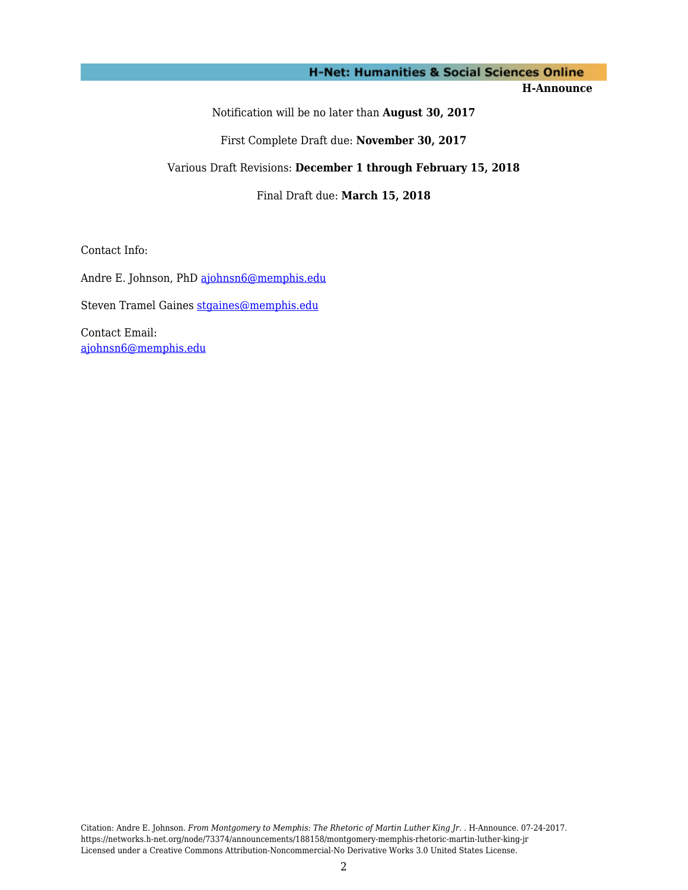Notification will be no later than **August 30, 2017**

First Complete Draft due: **November 30, 2017**

Various Draft Revisions: **December 1 through February 15, 2018**

Final Draft due: **March 15, 2018**

Contact Info:

Andre E. Johnson, PhD ajohnsn6@memphis.edu

Steven Tramel Gaines stgaines@memphis.edu

Contact Email:
ajohnsn6@memphis.edu

Citation: Andre E. Johnson. *From Montgomery to Memphis: The Rhetoric of Martin Luther King Jr.* . H-Announce. 07-24-2017.
https://networks.h-net.org/node/73374/announcements/188158/montgomery-memphis-rhetoric-martin-luther-king-jr
Licensed under a Creative Commons Attribution-Noncommercial-No Derivative Works 3.0 United States License.